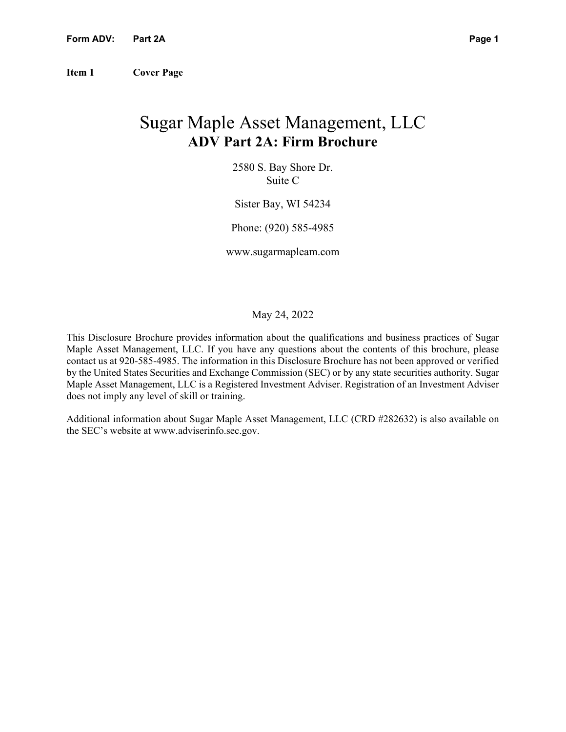## Item 1 Cover Page

# Sugar Maple Asset Management, LLC

## ADV Part 2A: Firm Brochure

2580 S. Bay Shore Dr.
Suite C

Sister Bay, WI 54234

Phone: (920) 585-4985

www.sugarmapleam.com

May 24, 2022

This Disclosure Brochure provides information about the qualifications and business practices of Sugar Maple Asset Management, LLC. If you have any questions about the contents of this brochure, please contact us at 920-585-4985. The information in this Disclosure Brochure has not been approved or verified by the United States Securities and Exchange Commission (SEC) or by any state securities authority. Sugar Maple Asset Management, LLC is a Registered Investment Adviser. Registration of an Investment Adviser does not imply any level of skill or training.

Additional information about Sugar Maple Asset Management, LLC (CRD #282632) is also available on the SEC's website at www.adviserinfo.sec.gov.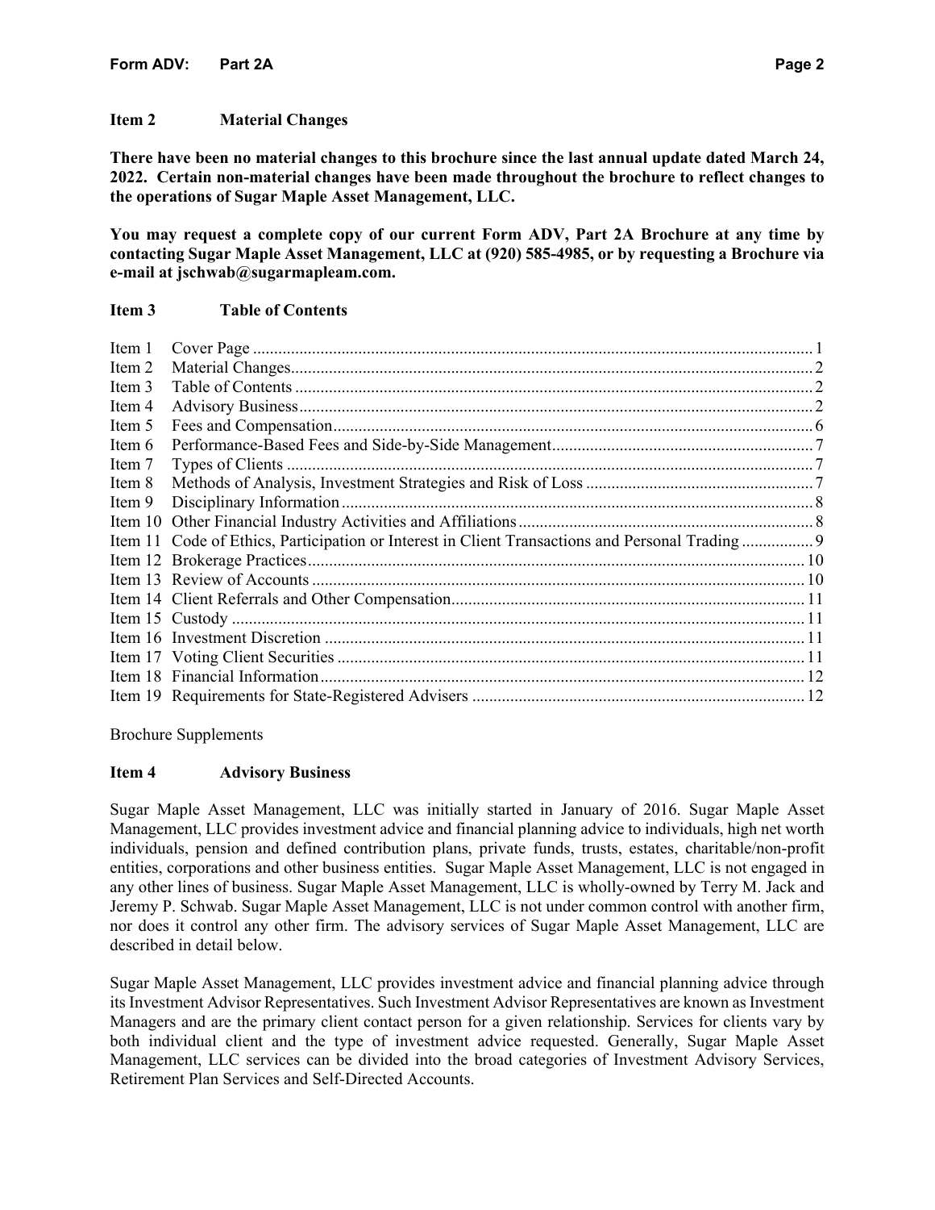## Item 2 Material Changes

**There have been no material changes to this brochure since the last annual update dated March 24, 2022. Certain non-material changes have been made throughout the brochure to reflect changes to the operations of Sugar Maple Asset Management, LLC.**

**You may request a complete copy of our current Form ADV, Part 2A Brochure at any time by contacting Sugar Maple Asset Management, LLC at (920) 585-4985, or by requesting a Brochure via e-mail at jschwab@sugarmapleam.com.**

## Item 3 Table of Contents

| Item | Title | Page |
|---|---|---|
| Item 1 | Cover Page | 1 |
| Item 2 | Material Changes | 2 |
| Item 3 | Table of Contents | 2 |
| Item 4 | Advisory Business | 2 |
| Item 5 | Fees and Compensation | 6 |
| Item 6 | Performance-Based Fees and Side-by-Side Management | 7 |
| Item 7 | Types of Clients | 7 |
| Item 8 | Methods of Analysis, Investment Strategies and Risk of Loss | 7 |
| Item 9 | Disciplinary Information | 8 |
| Item 10 | Other Financial Industry Activities and Affiliations | 8 |
| Item 11 | Code of Ethics, Participation or Interest in Client Transactions and Personal Trading | 9 |
| Item 12 | Brokerage Practices | 10 |
| Item 13 | Review of Accounts | 10 |
| Item 14 | Client Referrals and Other Compensation | 11 |
| Item 15 | Custody | 11 |
| Item 16 | Investment Discretion | 11 |
| Item 17 | Voting Client Securities | 11 |
| Item 18 | Financial Information | 12 |
| Item 19 | Requirements for State-Registered Advisers | 12 |

Brochure Supplements

## Item 4 Advisory Business

Sugar Maple Asset Management, LLC was initially started in January of 2016. Sugar Maple Asset Management, LLC provides investment advice and financial planning advice to individuals, high net worth individuals, pension and defined contribution plans, private funds, trusts, estates, charitable/non-profit entities, corporations and other business entities. Sugar Maple Asset Management, LLC is not engaged in any other lines of business. Sugar Maple Asset Management, LLC is wholly-owned by Terry M. Jack and Jeremy P. Schwab. Sugar Maple Asset Management, LLC is not under common control with another firm, nor does it control any other firm. The advisory services of Sugar Maple Asset Management, LLC are described in detail below.

Sugar Maple Asset Management, LLC provides investment advice and financial planning advice through its Investment Advisor Representatives. Such Investment Advisor Representatives are known as Investment Managers and are the primary client contact person for a given relationship. Services for clients vary by both individual client and the type of investment advice requested. Generally, Sugar Maple Asset Management, LLC services can be divided into the broad categories of Investment Advisory Services, Retirement Plan Services and Self-Directed Accounts.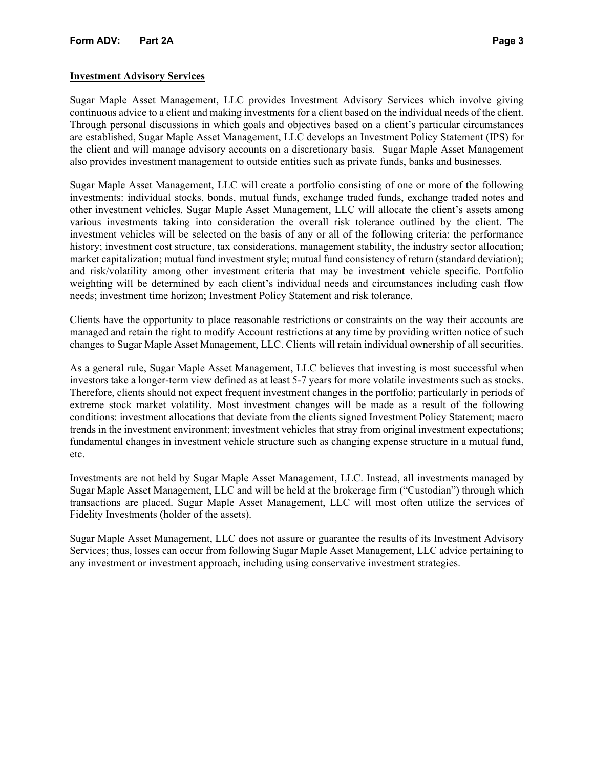## Investment Advisory Services

Sugar Maple Asset Management, LLC provides Investment Advisory Services which involve giving continuous advice to a client and making investments for a client based on the individual needs of the client. Through personal discussions in which goals and objectives based on a client's particular circumstances are established, Sugar Maple Asset Management, LLC develops an Investment Policy Statement (IPS) for the client and will manage advisory accounts on a discretionary basis. Sugar Maple Asset Management also provides investment management to outside entities such as private funds, banks and businesses.

Sugar Maple Asset Management, LLC will create a portfolio consisting of one or more of the following investments: individual stocks, bonds, mutual funds, exchange traded funds, exchange traded notes and other investment vehicles. Sugar Maple Asset Management, LLC will allocate the client's assets among various investments taking into consideration the overall risk tolerance outlined by the client. The investment vehicles will be selected on the basis of any or all of the following criteria: the performance history; investment cost structure, tax considerations, management stability, the industry sector allocation; market capitalization; mutual fund investment style; mutual fund consistency of return (standard deviation); and risk/volatility among other investment criteria that may be investment vehicle specific. Portfolio weighting will be determined by each client's individual needs and circumstances including cash flow needs; investment time horizon; Investment Policy Statement and risk tolerance.

Clients have the opportunity to place reasonable restrictions or constraints on the way their accounts are managed and retain the right to modify Account restrictions at any time by providing written notice of such changes to Sugar Maple Asset Management, LLC. Clients will retain individual ownership of all securities.

As a general rule, Sugar Maple Asset Management, LLC believes that investing is most successful when investors take a longer-term view defined as at least 5-7 years for more volatile investments such as stocks. Therefore, clients should not expect frequent investment changes in the portfolio; particularly in periods of extreme stock market volatility. Most investment changes will be made as a result of the following conditions: investment allocations that deviate from the clients signed Investment Policy Statement; macro trends in the investment environment; investment vehicles that stray from original investment expectations; fundamental changes in investment vehicle structure such as changing expense structure in a mutual fund, etc.

Investments are not held by Sugar Maple Asset Management, LLC. Instead, all investments managed by Sugar Maple Asset Management, LLC and will be held at the brokerage firm ("Custodian") through which transactions are placed. Sugar Maple Asset Management, LLC will most often utilize the services of Fidelity Investments (holder of the assets).

Sugar Maple Asset Management, LLC does not assure or guarantee the results of its Investment Advisory Services; thus, losses can occur from following Sugar Maple Asset Management, LLC advice pertaining to any investment or investment approach, including using conservative investment strategies.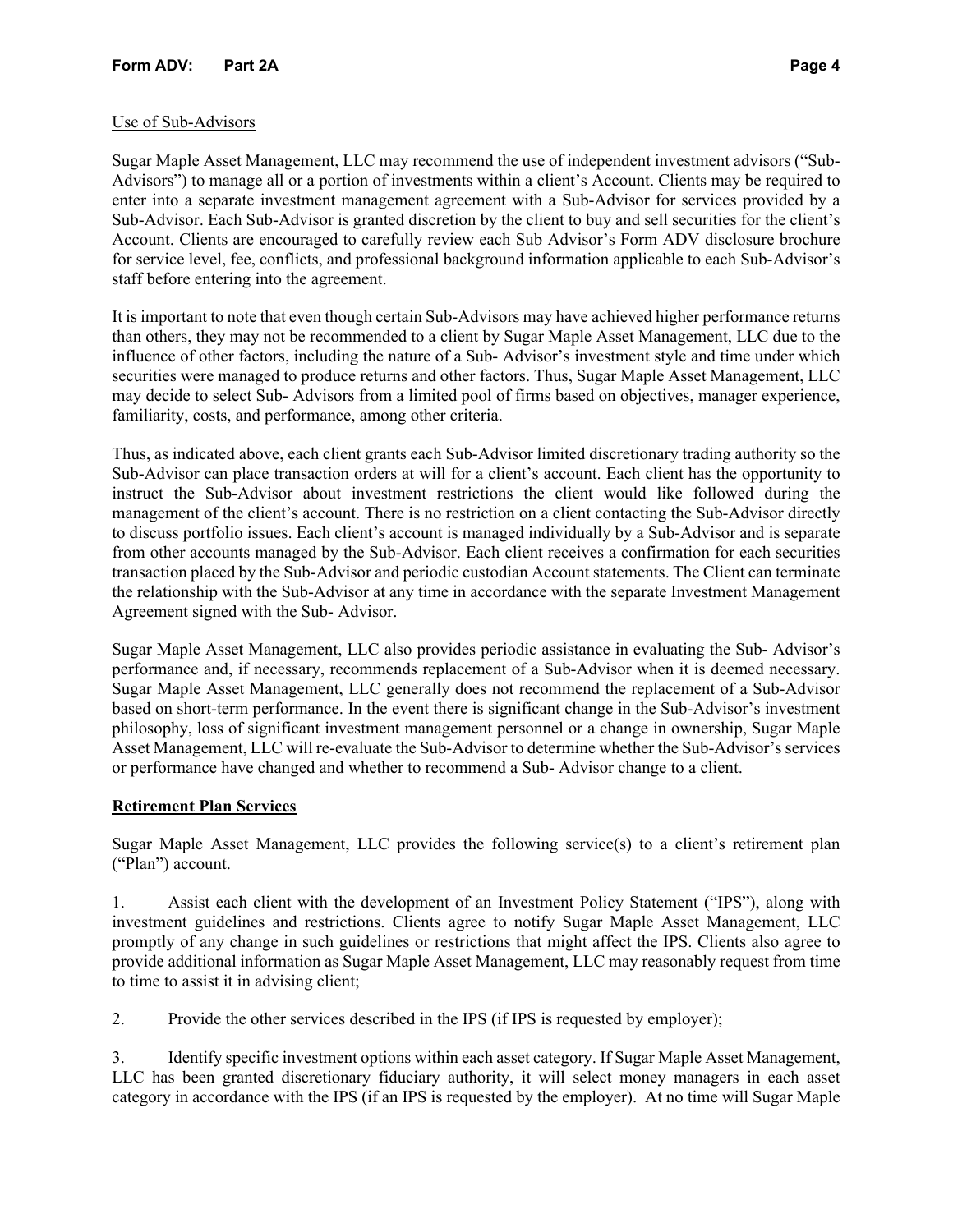Use of Sub-Advisors

Sugar Maple Asset Management, LLC may recommend the use of independent investment advisors ("Sub-Advisors") to manage all or a portion of investments within a client's Account. Clients may be required to enter into a separate investment management agreement with a Sub-Advisor for services provided by a Sub-Advisor. Each Sub-Advisor is granted discretion by the client to buy and sell securities for the client's Account. Clients are encouraged to carefully review each Sub Advisor's Form ADV disclosure brochure for service level, fee, conflicts, and professional background information applicable to each Sub-Advisor's staff before entering into the agreement.

It is important to note that even though certain Sub-Advisors may have achieved higher performance returns than others, they may not be recommended to a client by Sugar Maple Asset Management, LLC due to the influence of other factors, including the nature of a Sub- Advisor's investment style and time under which securities were managed to produce returns and other factors. Thus, Sugar Maple Asset Management, LLC may decide to select Sub- Advisors from a limited pool of firms based on objectives, manager experience, familiarity, costs, and performance, among other criteria.

Thus, as indicated above, each client grants each Sub-Advisor limited discretionary trading authority so the Sub-Advisor can place transaction orders at will for a client's account. Each client has the opportunity to instruct the Sub-Advisor about investment restrictions the client would like followed during the management of the client's account. There is no restriction on a client contacting the Sub-Advisor directly to discuss portfolio issues. Each client's account is managed individually by a Sub-Advisor and is separate from other accounts managed by the Sub-Advisor. Each client receives a confirmation for each securities transaction placed by the Sub-Advisor and periodic custodian Account statements. The Client can terminate the relationship with the Sub-Advisor at any time in accordance with the separate Investment Management Agreement signed with the Sub- Advisor.

Sugar Maple Asset Management, LLC also provides periodic assistance in evaluating the Sub- Advisor's performance and, if necessary, recommends replacement of a Sub-Advisor when it is deemed necessary. Sugar Maple Asset Management, LLC generally does not recommend the replacement of a Sub-Advisor based on short-term performance. In the event there is significant change in the Sub-Advisor's investment philosophy, loss of significant investment management personnel or a change in ownership, Sugar Maple Asset Management, LLC will re-evaluate the Sub-Advisor to determine whether the Sub-Advisor's services or performance have changed and whether to recommend a Sub- Advisor change to a client.

**Retirement Plan Services**

Sugar Maple Asset Management, LLC provides the following service(s) to a client's retirement plan ("Plan") account.

1. Assist each client with the development of an Investment Policy Statement ("IPS"), along with investment guidelines and restrictions. Clients agree to notify Sugar Maple Asset Management, LLC promptly of any change in such guidelines or restrictions that might affect the IPS. Clients also agree to provide additional information as Sugar Maple Asset Management, LLC may reasonably request from time to time to assist it in advising client;

2. Provide the other services described in the IPS (if IPS is requested by employer);

3. Identify specific investment options within each asset category. If Sugar Maple Asset Management, LLC has been granted discretionary fiduciary authority, it will select money managers in each asset category in accordance with the IPS (if an IPS is requested by the employer). At no time will Sugar Maple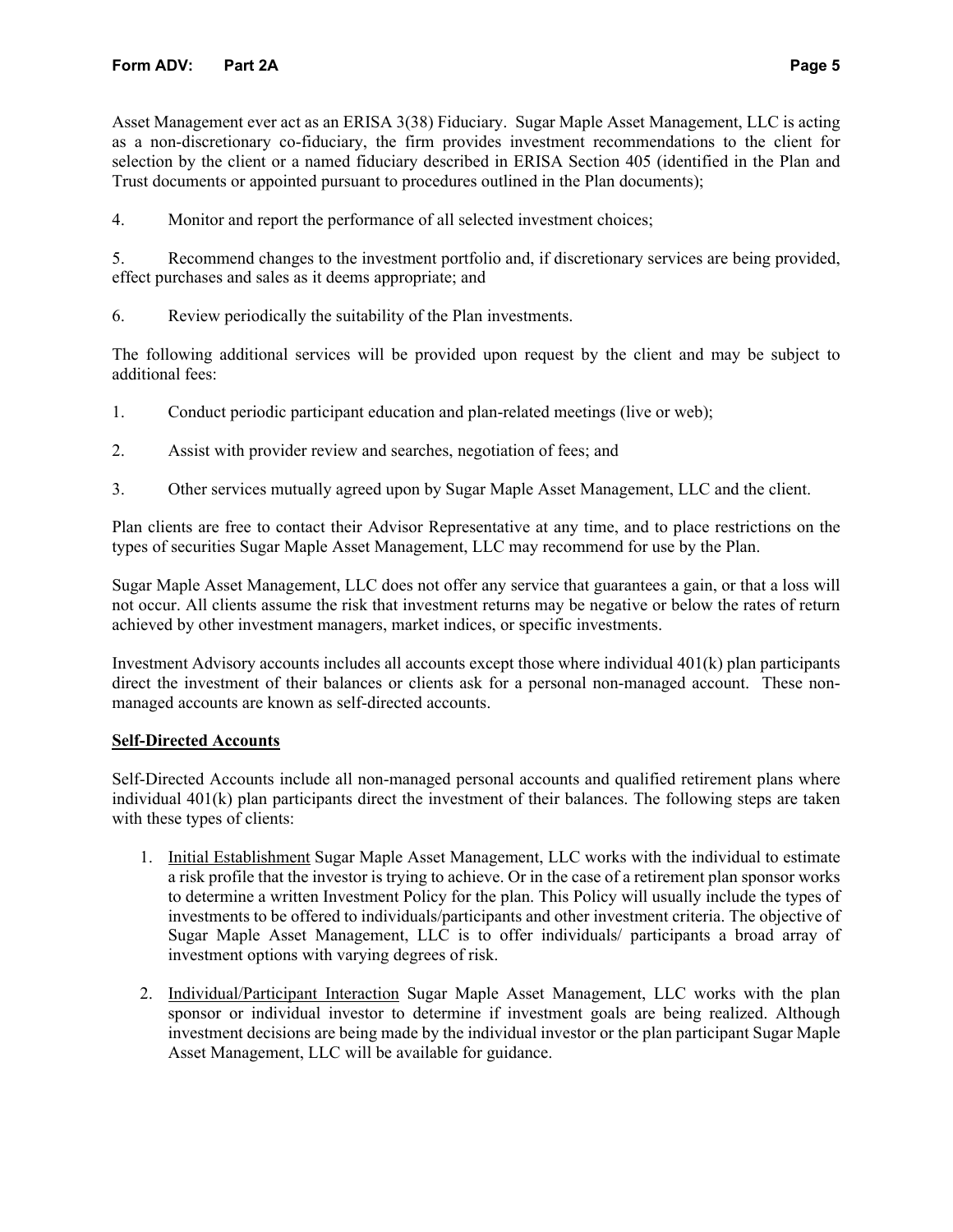Asset Management ever act as an ERISA 3(38) Fiduciary. Sugar Maple Asset Management, LLC is acting as a non-discretionary co-fiduciary, the firm provides investment recommendations to the client for selection by the client or a named fiduciary described in ERISA Section 405 (identified in the Plan and Trust documents or appointed pursuant to procedures outlined in the Plan documents);

4. Monitor and report the performance of all selected investment choices;

5. Recommend changes to the investment portfolio and, if discretionary services are being provided, effect purchases and sales as it deems appropriate; and

6. Review periodically the suitability of the Plan investments.

The following additional services will be provided upon request by the client and may be subject to additional fees:

1. Conduct periodic participant education and plan-related meetings (live or web);

2. Assist with provider review and searches, negotiation of fees; and

3. Other services mutually agreed upon by Sugar Maple Asset Management, LLC and the client.

Plan clients are free to contact their Advisor Representative at any time, and to place restrictions on the types of securities Sugar Maple Asset Management, LLC may recommend for use by the Plan.

Sugar Maple Asset Management, LLC does not offer any service that guarantees a gain, or that a loss will not occur. All clients assume the risk that investment returns may be negative or below the rates of return achieved by other investment managers, market indices, or specific investments.

Investment Advisory accounts includes all accounts except those where individual 401(k) plan participants direct the investment of their balances or clients ask for a personal non-managed account. These non-managed accounts are known as self-directed accounts.

**Self-Directed Accounts**

Self-Directed Accounts include all non-managed personal accounts and qualified retirement plans where individual 401(k) plan participants direct the investment of their balances. The following steps are taken with these types of clients:

1. Initial Establishment Sugar Maple Asset Management, LLC works with the individual to estimate a risk profile that the investor is trying to achieve. Or in the case of a retirement plan sponsor works to determine a written Investment Policy for the plan. This Policy will usually include the types of investments to be offered to individuals/participants and other investment criteria. The objective of Sugar Maple Asset Management, LLC is to offer individuals/ participants a broad array of investment options with varying degrees of risk.

2. Individual/Participant Interaction Sugar Maple Asset Management, LLC works with the plan sponsor or individual investor to determine if investment goals are being realized. Although investment decisions are being made by the individual investor or the plan participant Sugar Maple Asset Management, LLC will be available for guidance.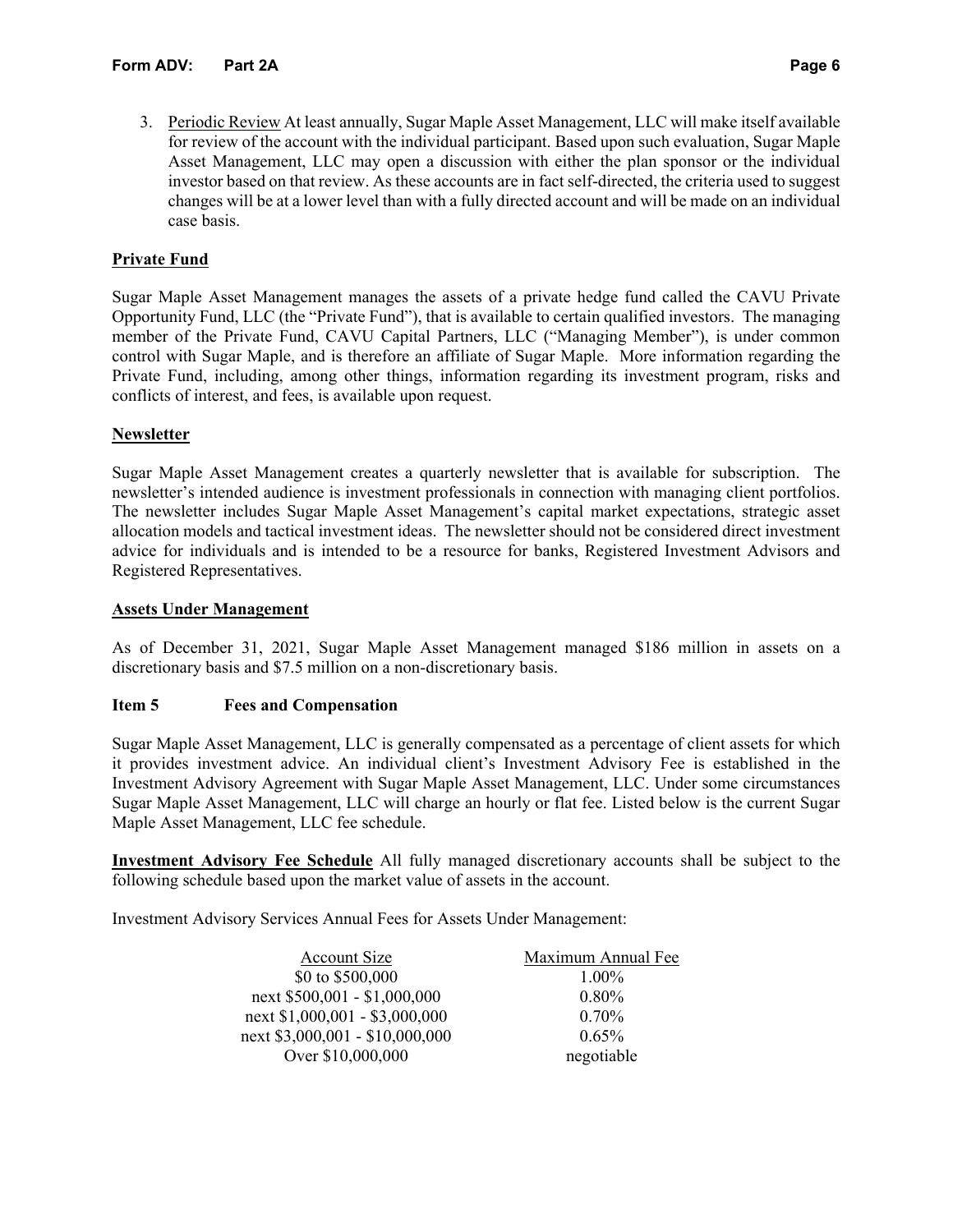3. <u>Periodic Review</u> At least annually, Sugar Maple Asset Management, LLC will make itself available for review of the account with the individual participant. Based upon such evaluation, Sugar Maple Asset Management, LLC may open a discussion with either the plan sponsor or the individual investor based on that review. As these accounts are in fact self-directed, the criteria used to suggest changes will be at a lower level than with a fully directed account and will be made on an individual case basis.

## Private Fund

Sugar Maple Asset Management manages the assets of a private hedge fund called the CAVU Private Opportunity Fund, LLC (the "Private Fund"), that is available to certain qualified investors. The managing member of the Private Fund, CAVU Capital Partners, LLC ("Managing Member"), is under common control with Sugar Maple, and is therefore an affiliate of Sugar Maple. More information regarding the Private Fund, including, among other things, information regarding its investment program, risks and conflicts of interest, and fees, is available upon request.

## Newsletter

Sugar Maple Asset Management creates a quarterly newsletter that is available for subscription. The newsletter's intended audience is investment professionals in connection with managing client portfolios. The newsletter includes Sugar Maple Asset Management's capital market expectations, strategic asset allocation models and tactical investment ideas. The newsletter should not be considered direct investment advice for individuals and is intended to be a resource for banks, Registered Investment Advisors and Registered Representatives.

## Assets Under Management

As of December 31, 2021, Sugar Maple Asset Management managed $186 million in assets on a discretionary basis and $7.5 million on a non-discretionary basis.

## Item 5 Fees and Compensation

Sugar Maple Asset Management, LLC is generally compensated as a percentage of client assets for which it provides investment advice. An individual client's Investment Advisory Fee is established in the Investment Advisory Agreement with Sugar Maple Asset Management, LLC. Under some circumstances Sugar Maple Asset Management, LLC will charge an hourly or flat fee. Listed below is the current Sugar Maple Asset Management, LLC fee schedule.

**Investment Advisory Fee Schedule** All fully managed discretionary accounts shall be subject to the following schedule based upon the market value of assets in the account.

Investment Advisory Services Annual Fees for Assets Under Management:

| Account Size | Maximum Annual Fee |
|---|---|
| $0 to $500,000 | 1.00% |
| next $500,001 - $1,000,000 | 0.80% |
| next $1,000,001 - $3,000,000 | 0.70% |
| next $3,000,001 - $10,000,000 | 0.65% |
| Over $10,000,000 | negotiable |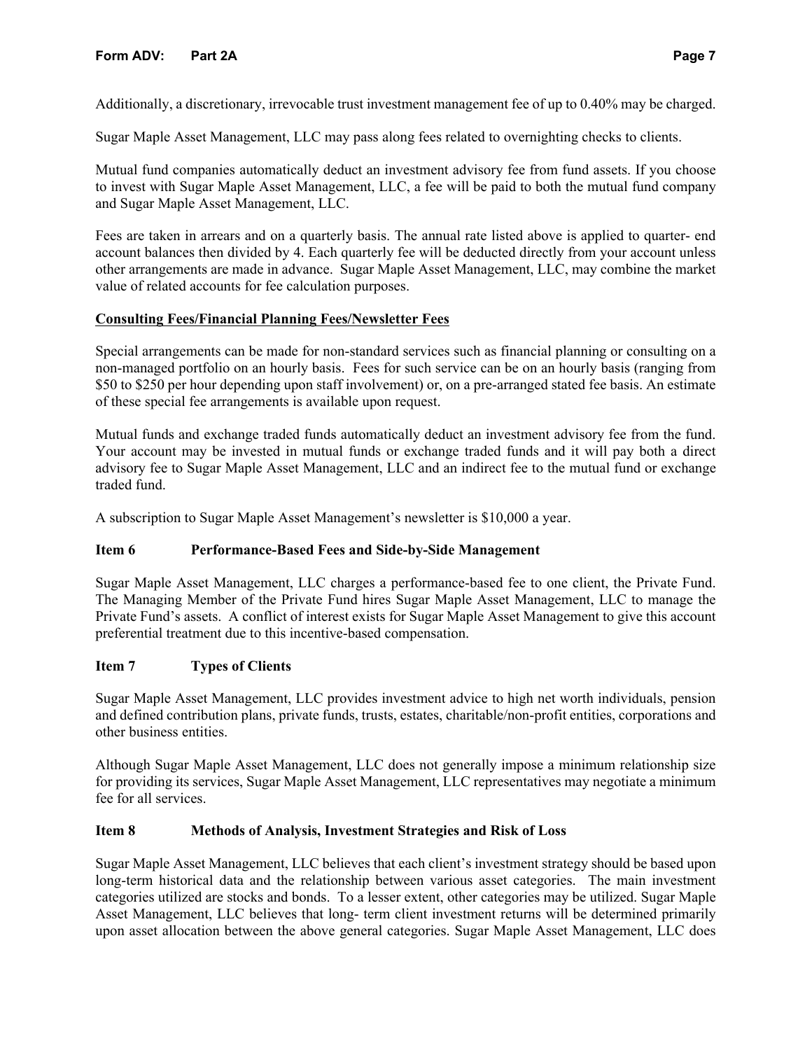Additionally, a discretionary, irrevocable trust investment management fee of up to 0.40% may be charged.

Sugar Maple Asset Management, LLC may pass along fees related to overnighting checks to clients.

Mutual fund companies automatically deduct an investment advisory fee from fund assets. If you choose to invest with Sugar Maple Asset Management, LLC, a fee will be paid to both the mutual fund company and Sugar Maple Asset Management, LLC.

Fees are taken in arrears and on a quarterly basis. The annual rate listed above is applied to quarter- end account balances then divided by 4. Each quarterly fee will be deducted directly from your account unless other arrangements are made in advance. Sugar Maple Asset Management, LLC, may combine the market value of related accounts for fee calculation purposes.

**Consulting Fees/Financial Planning Fees/Newsletter Fees**

Special arrangements can be made for non-standard services such as financial planning or consulting on a non-managed portfolio on an hourly basis. Fees for such service can be on an hourly basis (ranging from \$50 to \$250 per hour depending upon staff involvement) or, on a pre-arranged stated fee basis. An estimate of these special fee arrangements is available upon request.

Mutual funds and exchange traded funds automatically deduct an investment advisory fee from the fund. Your account may be invested in mutual funds or exchange traded funds and it will pay both a direct advisory fee to Sugar Maple Asset Management, LLC and an indirect fee to the mutual fund or exchange traded fund.

A subscription to Sugar Maple Asset Management's newsletter is \$10,000 a year.

## Item 6 Performance-Based Fees and Side-by-Side Management

Sugar Maple Asset Management, LLC charges a performance-based fee to one client, the Private Fund. The Managing Member of the Private Fund hires Sugar Maple Asset Management, LLC to manage the Private Fund's assets. A conflict of interest exists for Sugar Maple Asset Management to give this account preferential treatment due to this incentive-based compensation.

## Item 7 Types of Clients

Sugar Maple Asset Management, LLC provides investment advice to high net worth individuals, pension and defined contribution plans, private funds, trusts, estates, charitable/non-profit entities, corporations and other business entities.

Although Sugar Maple Asset Management, LLC does not generally impose a minimum relationship size for providing its services, Sugar Maple Asset Management, LLC representatives may negotiate a minimum fee for all services.

## Item 8 Methods of Analysis, Investment Strategies and Risk of Loss

Sugar Maple Asset Management, LLC believes that each client's investment strategy should be based upon long-term historical data and the relationship between various asset categories. The main investment categories utilized are stocks and bonds. To a lesser extent, other categories may be utilized. Sugar Maple Asset Management, LLC believes that long- term client investment returns will be determined primarily upon asset allocation between the above general categories. Sugar Maple Asset Management, LLC does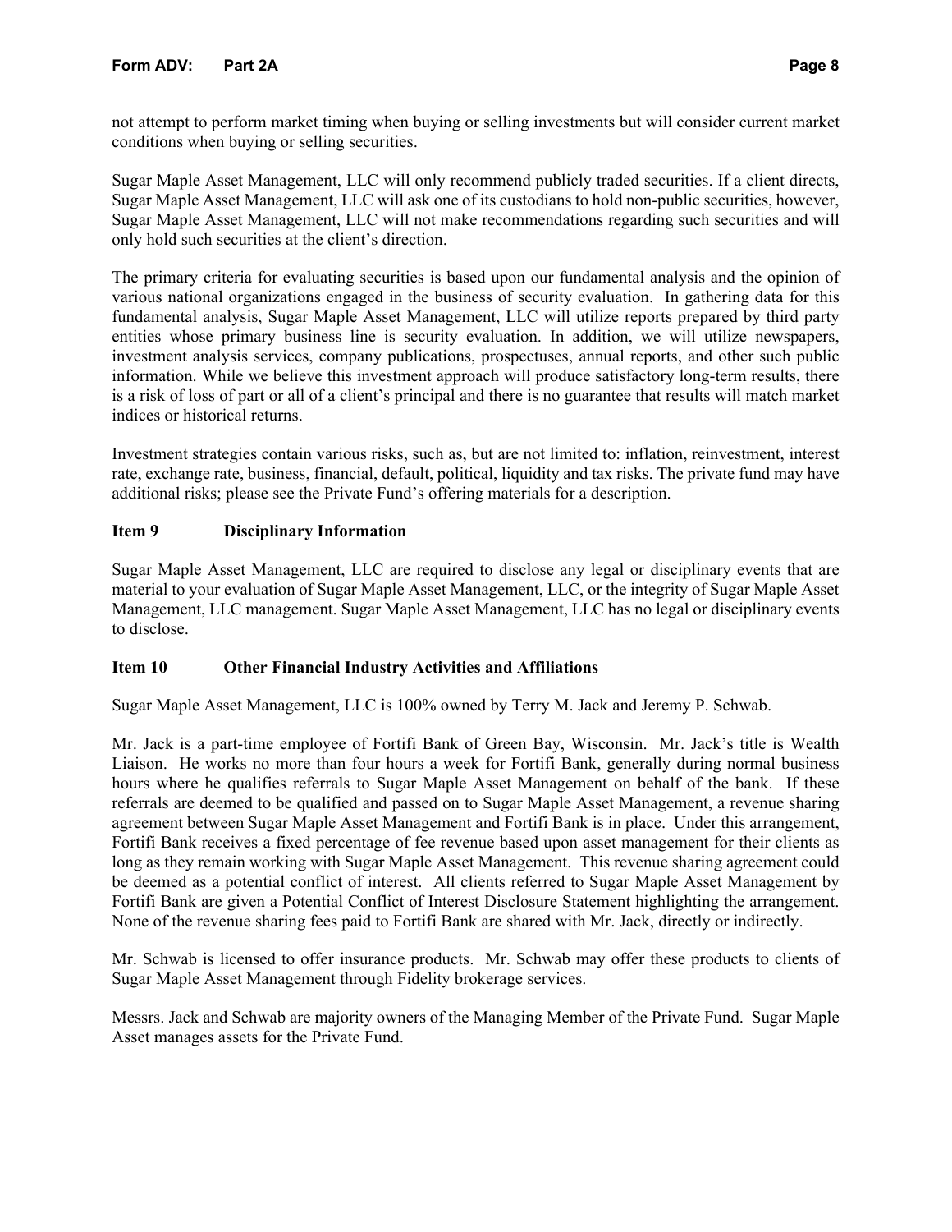not attempt to perform market timing when buying or selling investments but will consider current market conditions when buying or selling securities.

Sugar Maple Asset Management, LLC will only recommend publicly traded securities. If a client directs, Sugar Maple Asset Management, LLC will ask one of its custodians to hold non-public securities, however, Sugar Maple Asset Management, LLC will not make recommendations regarding such securities and will only hold such securities at the client's direction.

The primary criteria for evaluating securities is based upon our fundamental analysis and the opinion of various national organizations engaged in the business of security evaluation. In gathering data for this fundamental analysis, Sugar Maple Asset Management, LLC will utilize reports prepared by third party entities whose primary business line is security evaluation. In addition, we will utilize newspapers, investment analysis services, company publications, prospectuses, annual reports, and other such public information. While we believe this investment approach will produce satisfactory long-term results, there is a risk of loss of part or all of a client's principal and there is no guarantee that results will match market indices or historical returns.

Investment strategies contain various risks, such as, but are not limited to: inflation, reinvestment, interest rate, exchange rate, business, financial, default, political, liquidity and tax risks. The private fund may have additional risks; please see the Private Fund's offering materials for a description.

## Item 9 Disciplinary Information

Sugar Maple Asset Management, LLC are required to disclose any legal or disciplinary events that are material to your evaluation of Sugar Maple Asset Management, LLC, or the integrity of Sugar Maple Asset Management, LLC management. Sugar Maple Asset Management, LLC has no legal or disciplinary events to disclose.

## Item 10 Other Financial Industry Activities and Affiliations

Sugar Maple Asset Management, LLC is 100% owned by Terry M. Jack and Jeremy P. Schwab.

Mr. Jack is a part-time employee of Fortifi Bank of Green Bay, Wisconsin. Mr. Jack's title is Wealth Liaison. He works no more than four hours a week for Fortifi Bank, generally during normal business hours where he qualifies referrals to Sugar Maple Asset Management on behalf of the bank. If these referrals are deemed to be qualified and passed on to Sugar Maple Asset Management, a revenue sharing agreement between Sugar Maple Asset Management and Fortifi Bank is in place. Under this arrangement, Fortifi Bank receives a fixed percentage of fee revenue based upon asset management for their clients as long as they remain working with Sugar Maple Asset Management. This revenue sharing agreement could be deemed as a potential conflict of interest. All clients referred to Sugar Maple Asset Management by Fortifi Bank are given a Potential Conflict of Interest Disclosure Statement highlighting the arrangement. None of the revenue sharing fees paid to Fortifi Bank are shared with Mr. Jack, directly or indirectly.

Mr. Schwab is licensed to offer insurance products. Mr. Schwab may offer these products to clients of Sugar Maple Asset Management through Fidelity brokerage services.

Messrs. Jack and Schwab are majority owners of the Managing Member of the Private Fund. Sugar Maple Asset manages assets for the Private Fund.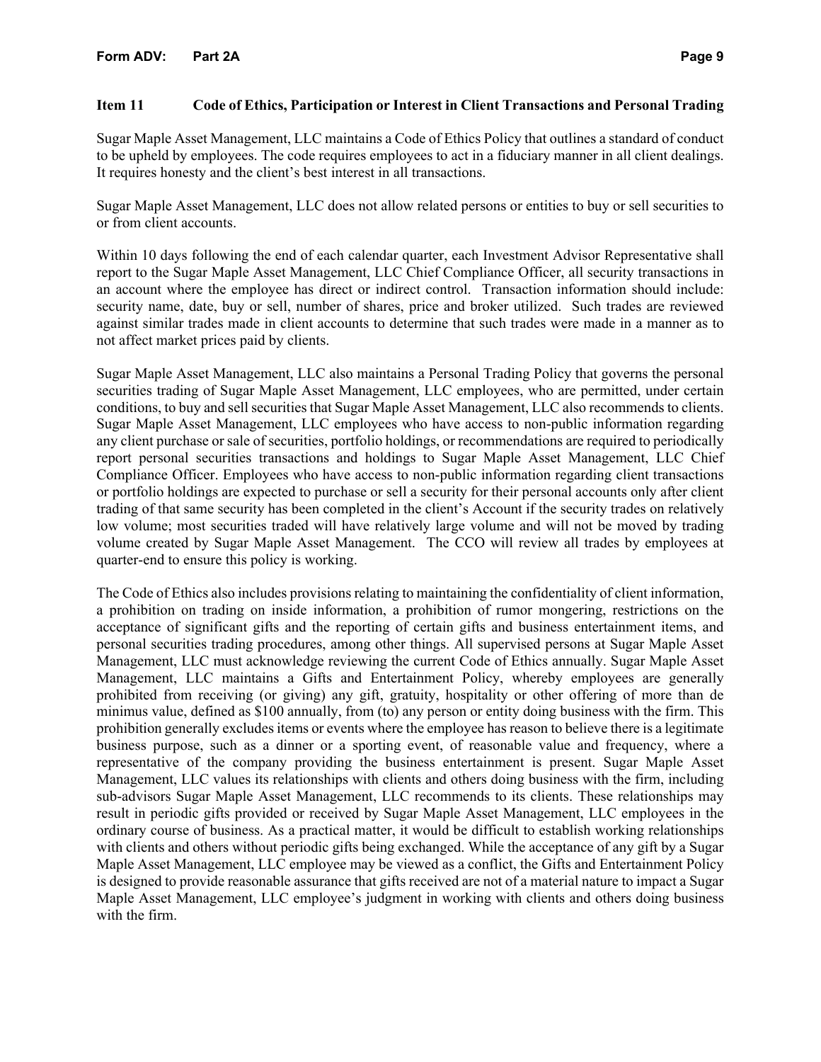## Item 11 Code of Ethics, Participation or Interest in Client Transactions and Personal Trading

Sugar Maple Asset Management, LLC maintains a Code of Ethics Policy that outlines a standard of conduct to be upheld by employees. The code requires employees to act in a fiduciary manner in all client dealings. It requires honesty and the client's best interest in all transactions.

Sugar Maple Asset Management, LLC does not allow related persons or entities to buy or sell securities to or from client accounts.

Within 10 days following the end of each calendar quarter, each Investment Advisor Representative shall report to the Sugar Maple Asset Management, LLC Chief Compliance Officer, all security transactions in an account where the employee has direct or indirect control. Transaction information should include: security name, date, buy or sell, number of shares, price and broker utilized. Such trades are reviewed against similar trades made in client accounts to determine that such trades were made in a manner as to not affect market prices paid by clients.

Sugar Maple Asset Management, LLC also maintains a Personal Trading Policy that governs the personal securities trading of Sugar Maple Asset Management, LLC employees, who are permitted, under certain conditions, to buy and sell securities that Sugar Maple Asset Management, LLC also recommends to clients. Sugar Maple Asset Management, LLC employees who have access to non-public information regarding any client purchase or sale of securities, portfolio holdings, or recommendations are required to periodically report personal securities transactions and holdings to Sugar Maple Asset Management, LLC Chief Compliance Officer. Employees who have access to non-public information regarding client transactions or portfolio holdings are expected to purchase or sell a security for their personal accounts only after client trading of that same security has been completed in the client's Account if the security trades on relatively low volume; most securities traded will have relatively large volume and will not be moved by trading volume created by Sugar Maple Asset Management. The CCO will review all trades by employees at quarter-end to ensure this policy is working.

The Code of Ethics also includes provisions relating to maintaining the confidentiality of client information, a prohibition on trading on inside information, a prohibition of rumor mongering, restrictions on the acceptance of significant gifts and the reporting of certain gifts and business entertainment items, and personal securities trading procedures, among other things. All supervised persons at Sugar Maple Asset Management, LLC must acknowledge reviewing the current Code of Ethics annually. Sugar Maple Asset Management, LLC maintains a Gifts and Entertainment Policy, whereby employees are generally prohibited from receiving (or giving) any gift, gratuity, hospitality or other offering of more than de minimus value, defined as $100 annually, from (to) any person or entity doing business with the firm. This prohibition generally excludes items or events where the employee has reason to believe there is a legitimate business purpose, such as a dinner or a sporting event, of reasonable value and frequency, where a representative of the company providing the business entertainment is present. Sugar Maple Asset Management, LLC values its relationships with clients and others doing business with the firm, including sub-advisors Sugar Maple Asset Management, LLC recommends to its clients. These relationships may result in periodic gifts provided or received by Sugar Maple Asset Management, LLC employees in the ordinary course of business. As a practical matter, it would be difficult to establish working relationships with clients and others without periodic gifts being exchanged. While the acceptance of any gift by a Sugar Maple Asset Management, LLC employee may be viewed as a conflict, the Gifts and Entertainment Policy is designed to provide reasonable assurance that gifts received are not of a material nature to impact a Sugar Maple Asset Management, LLC employee's judgment in working with clients and others doing business with the firm.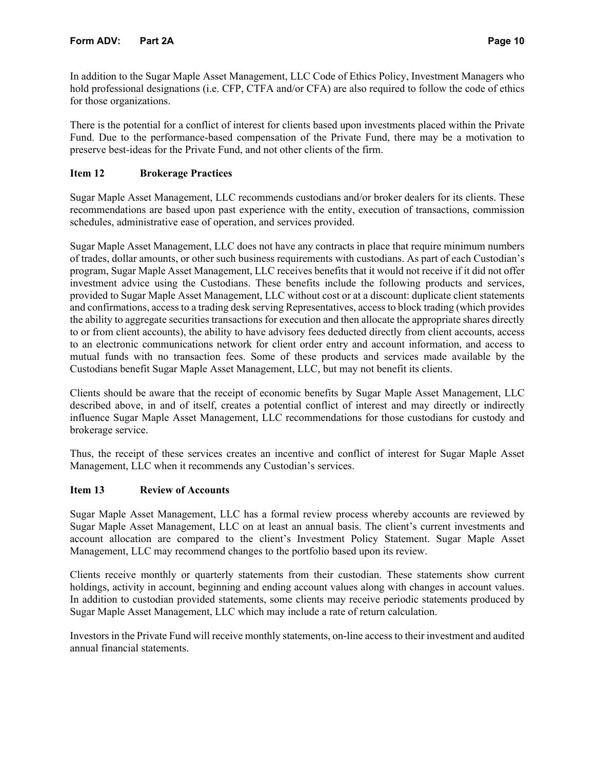In addition to the Sugar Maple Asset Management, LLC Code of Ethics Policy, Investment Managers who hold professional designations (i.e. CFP, CTFA and/or CFA) are also required to follow the code of ethics for those organizations.

There is the potential for a conflict of interest for clients based upon investments placed within the Private Fund. Due to the performance-based compensation of the Private Fund, there may be a motivation to preserve best-ideas for the Private Fund, and not other clients of the firm.

## Item 12 Brokerage Practices

Sugar Maple Asset Management, LLC recommends custodians and/or broker dealers for its clients. These recommendations are based upon past experience with the entity, execution of transactions, commission schedules, administrative ease of operation, and services provided.

Sugar Maple Asset Management, LLC does not have any contracts in place that require minimum numbers of trades, dollar amounts, or other such business requirements with custodians. As part of each Custodian's program, Sugar Maple Asset Management, LLC receives benefits that it would not receive if it did not offer investment advice using the Custodians. These benefits include the following products and services, provided to Sugar Maple Asset Management, LLC without cost or at a discount: duplicate client statements and confirmations, access to a trading desk serving Representatives, access to block trading (which provides the ability to aggregate securities transactions for execution and then allocate the appropriate shares directly to or from client accounts), the ability to have advisory fees deducted directly from client accounts, access to an electronic communications network for client order entry and account information, and access to mutual funds with no transaction fees. Some of these products and services made available by the Custodians benefit Sugar Maple Asset Management, LLC, but may not benefit its clients.

Clients should be aware that the receipt of economic benefits by Sugar Maple Asset Management, LLC described above, in and of itself, creates a potential conflict of interest and may directly or indirectly influence Sugar Maple Asset Management, LLC recommendations for those custodians for custody and brokerage service.

Thus, the receipt of these services creates an incentive and conflict of interest for Sugar Maple Asset Management, LLC when it recommends any Custodian's services.

## Item 13 Review of Accounts

Sugar Maple Asset Management, LLC has a formal review process whereby accounts are reviewed by Sugar Maple Asset Management, LLC on at least an annual basis. The client's current investments and account allocation are compared to the client's Investment Policy Statement. Sugar Maple Asset Management, LLC may recommend changes to the portfolio based upon its review.

Clients receive monthly or quarterly statements from their custodian. These statements show current holdings, activity in account, beginning and ending account values along with changes in account values. In addition to custodian provided statements, some clients may receive periodic statements produced by Sugar Maple Asset Management, LLC which may include a rate of return calculation.

Investors in the Private Fund will receive monthly statements, on-line access to their investment and audited annual financial statements.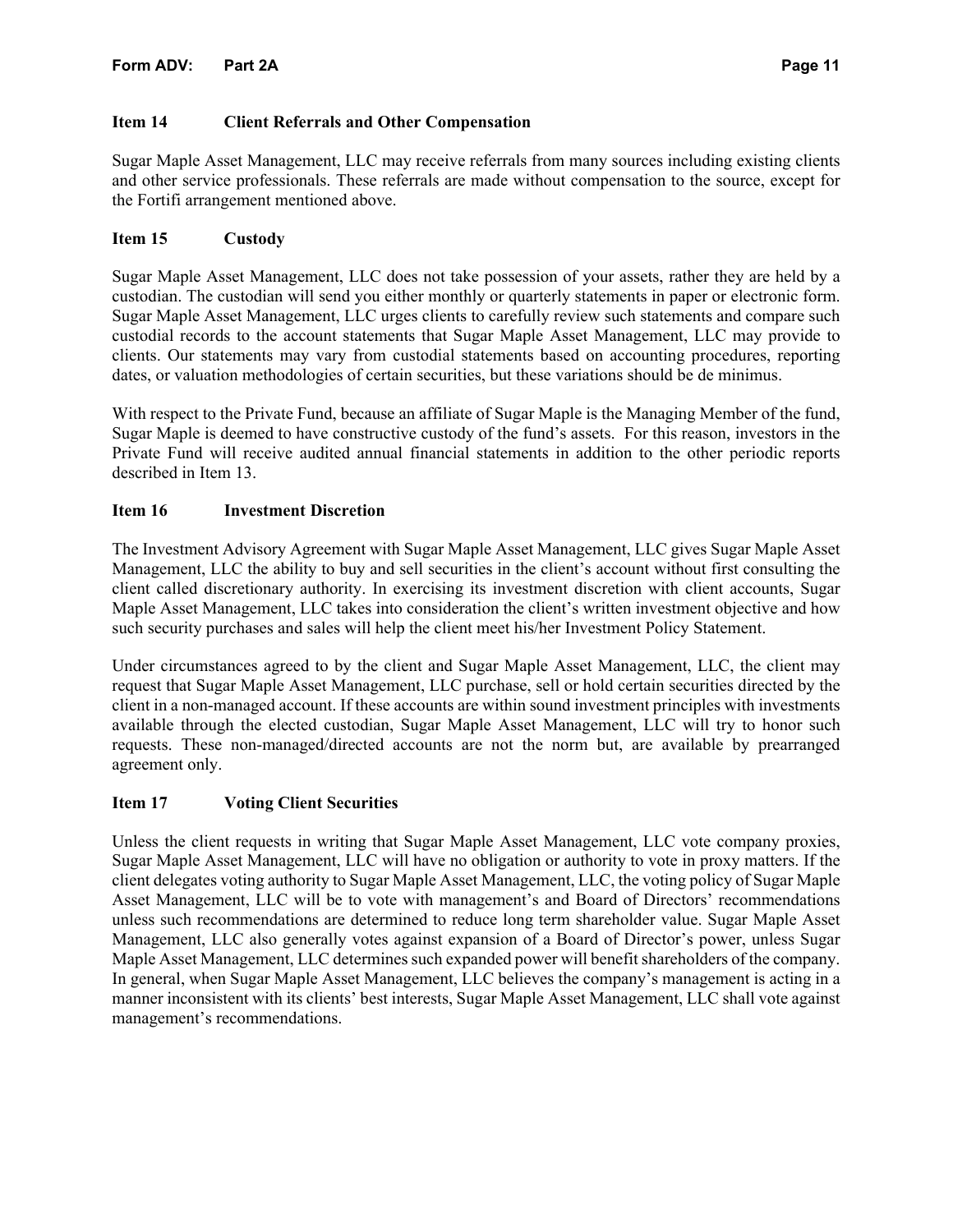## Item 14 Client Referrals and Other Compensation

Sugar Maple Asset Management, LLC may receive referrals from many sources including existing clients and other service professionals. These referrals are made without compensation to the source, except for the Fortifi arrangement mentioned above.

## Item 15 Custody

Sugar Maple Asset Management, LLC does not take possession of your assets, rather they are held by a custodian. The custodian will send you either monthly or quarterly statements in paper or electronic form. Sugar Maple Asset Management, LLC urges clients to carefully review such statements and compare such custodial records to the account statements that Sugar Maple Asset Management, LLC may provide to clients. Our statements may vary from custodial statements based on accounting procedures, reporting dates, or valuation methodologies of certain securities, but these variations should be de minimus.

With respect to the Private Fund, because an affiliate of Sugar Maple is the Managing Member of the fund, Sugar Maple is deemed to have constructive custody of the fund's assets. For this reason, investors in the Private Fund will receive audited annual financial statements in addition to the other periodic reports described in Item 13.

## Item 16 Investment Discretion

The Investment Advisory Agreement with Sugar Maple Asset Management, LLC gives Sugar Maple Asset Management, LLC the ability to buy and sell securities in the client's account without first consulting the client called discretionary authority. In exercising its investment discretion with client accounts, Sugar Maple Asset Management, LLC takes into consideration the client's written investment objective and how such security purchases and sales will help the client meet his/her Investment Policy Statement.

Under circumstances agreed to by the client and Sugar Maple Asset Management, LLC, the client may request that Sugar Maple Asset Management, LLC purchase, sell or hold certain securities directed by the client in a non-managed account. If these accounts are within sound investment principles with investments available through the elected custodian, Sugar Maple Asset Management, LLC will try to honor such requests. These non-managed/directed accounts are not the norm but, are available by prearranged agreement only.

## Item 17 Voting Client Securities

Unless the client requests in writing that Sugar Maple Asset Management, LLC vote company proxies, Sugar Maple Asset Management, LLC will have no obligation or authority to vote in proxy matters. If the client delegates voting authority to Sugar Maple Asset Management, LLC, the voting policy of Sugar Maple Asset Management, LLC will be to vote with management's and Board of Directors' recommendations unless such recommendations are determined to reduce long term shareholder value. Sugar Maple Asset Management, LLC also generally votes against expansion of a Board of Director's power, unless Sugar Maple Asset Management, LLC determines such expanded power will benefit shareholders of the company. In general, when Sugar Maple Asset Management, LLC believes the company's management is acting in a manner inconsistent with its clients' best interests, Sugar Maple Asset Management, LLC shall vote against management's recommendations.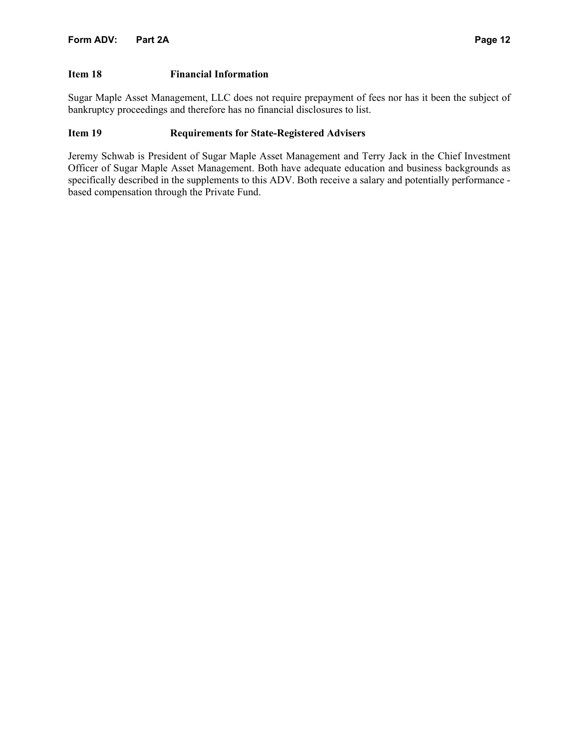## Item 18 Financial Information

Sugar Maple Asset Management, LLC does not require prepayment of fees nor has it been the subject of bankruptcy proceedings and therefore has no financial disclosures to list.

## Item 19 Requirements for State-Registered Advisers

Jeremy Schwab is President of Sugar Maple Asset Management and Terry Jack in the Chief Investment Officer of Sugar Maple Asset Management. Both have adequate education and business backgrounds as specifically described in the supplements to this ADV. Both receive a salary and potentially performance - based compensation through the Private Fund.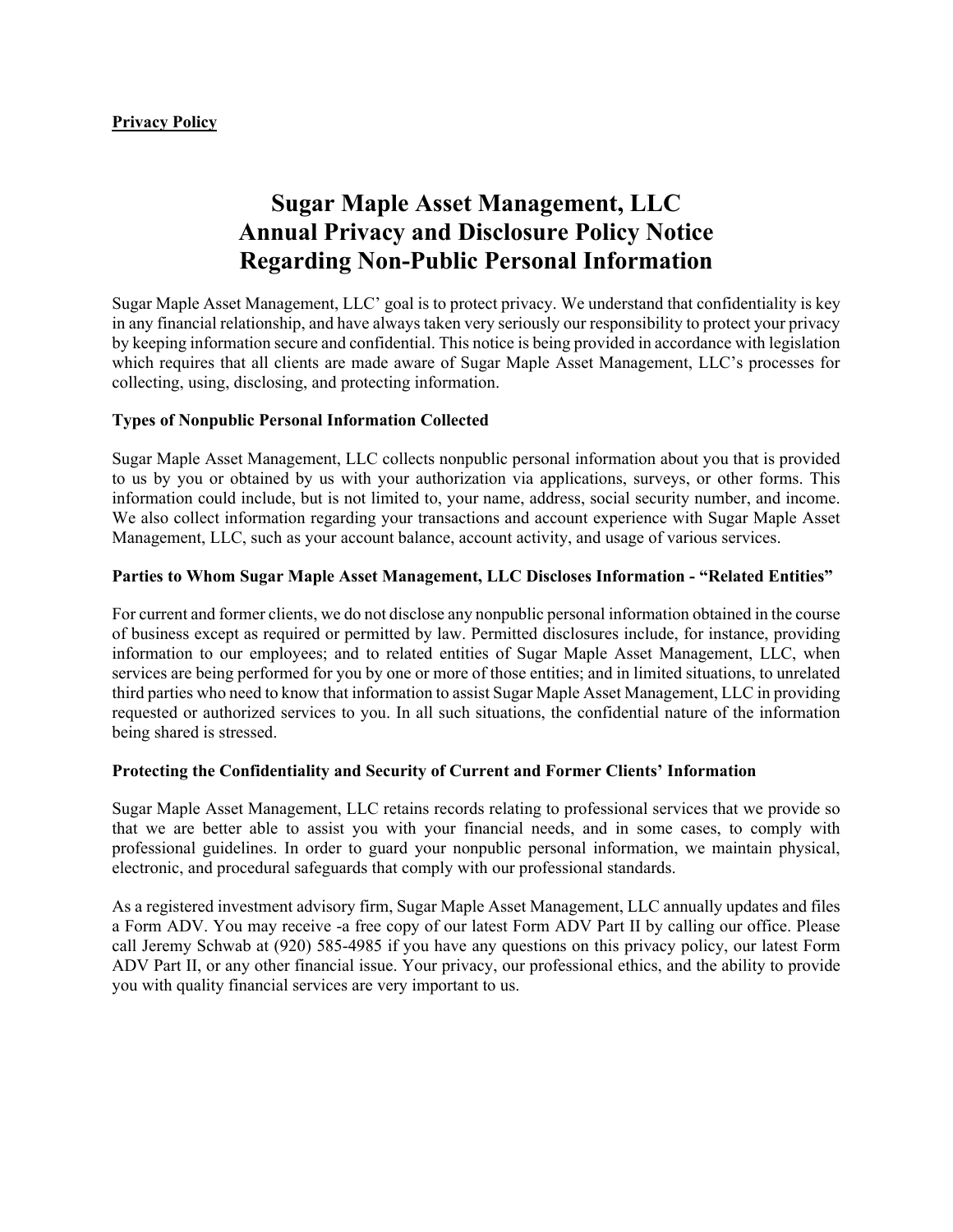**Privacy Policy**

# Sugar Maple Asset Management, LLC
# Annual Privacy and Disclosure Policy Notice
# Regarding Non-Public Personal Information

Sugar Maple Asset Management, LLC' goal is to protect privacy. We understand that confidentiality is key in any financial relationship, and have always taken very seriously our responsibility to protect your privacy by keeping information secure and confidential. This notice is being provided in accordance with legislation which requires that all clients are made aware of Sugar Maple Asset Management, LLC's processes for collecting, using, disclosing, and protecting information.

### Types of Nonpublic Personal Information Collected

Sugar Maple Asset Management, LLC collects nonpublic personal information about you that is provided to us by you or obtained by us with your authorization via applications, surveys, or other forms. This information could include, but is not limited to, your name, address, social security number, and income. We also collect information regarding your transactions and account experience with Sugar Maple Asset Management, LLC, such as your account balance, account activity, and usage of various services.

### Parties to Whom Sugar Maple Asset Management, LLC Discloses Information - "Related Entities"

For current and former clients, we do not disclose any nonpublic personal information obtained in the course of business except as required or permitted by law. Permitted disclosures include, for instance, providing information to our employees; and to related entities of Sugar Maple Asset Management, LLC, when services are being performed for you by one or more of those entities; and in limited situations, to unrelated third parties who need to know that information to assist Sugar Maple Asset Management, LLC in providing requested or authorized services to you. In all such situations, the confidential nature of the information being shared is stressed.

### Protecting the Confidentiality and Security of Current and Former Clients' Information

Sugar Maple Asset Management, LLC retains records relating to professional services that we provide so that we are better able to assist you with your financial needs, and in some cases, to comply with professional guidelines. In order to guard your nonpublic personal information, we maintain physical, electronic, and procedural safeguards that comply with our professional standards.

As a registered investment advisory firm, Sugar Maple Asset Management, LLC annually updates and files a Form ADV. You may receive -a free copy of our latest Form ADV Part II by calling our office. Please call Jeremy Schwab at (920) 585-4985 if you have any questions on this privacy policy, our latest Form ADV Part II, or any other financial issue. Your privacy, our professional ethics, and the ability to provide you with quality financial services are very important to us.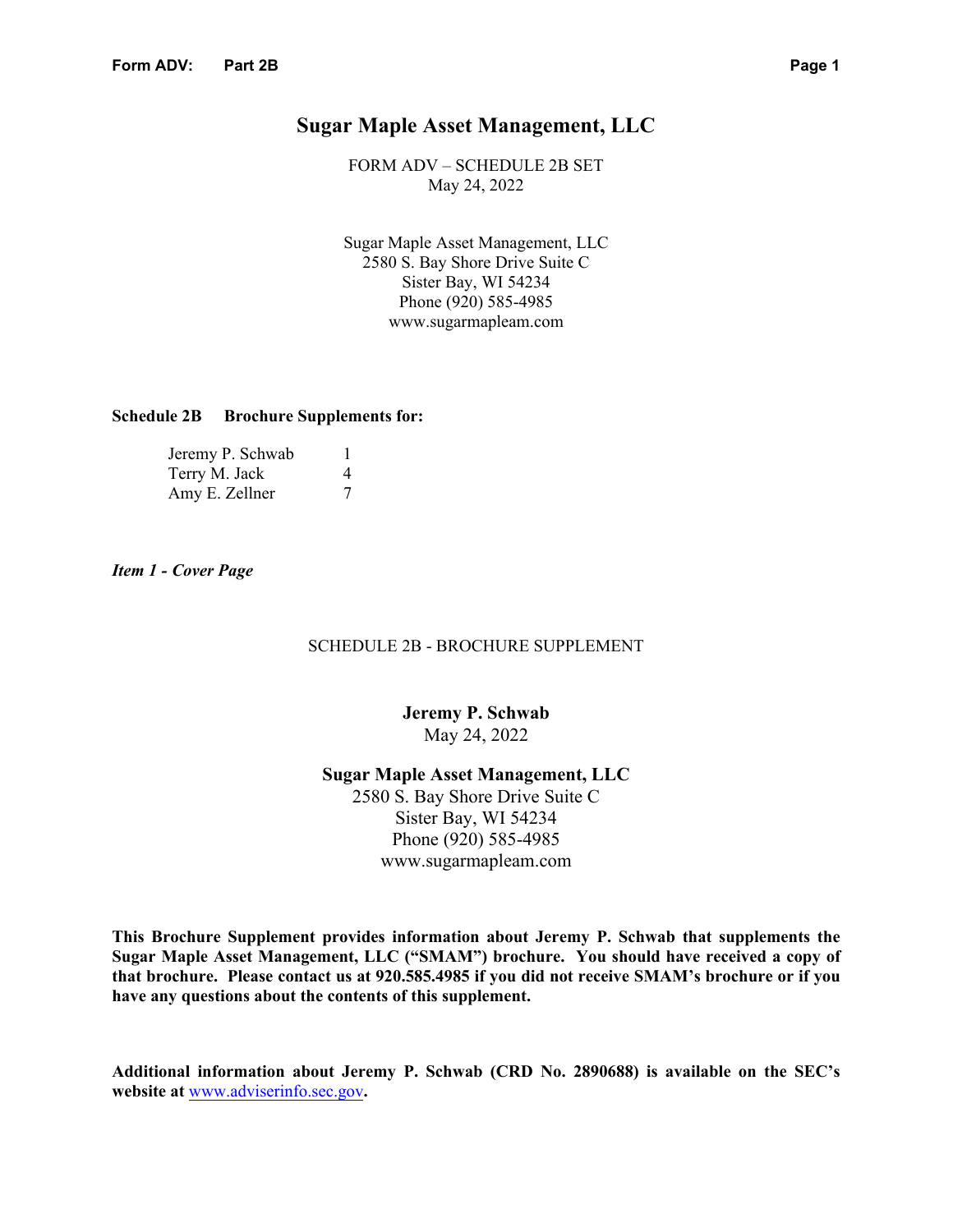# Sugar Maple Asset Management, LLC

FORM ADV – SCHEDULE 2B SET
May 24, 2022

Sugar Maple Asset Management, LLC
2580 S. Bay Shore Drive Suite C
Sister Bay, WI 54234
Phone (920) 585-4985
www.sugarmapleam.com

**Schedule 2B Brochure Supplements for:**

| | |
|---|---|
| Jeremy P. Schwab | 1 |
| Terry M. Jack | 4 |
| Amy E. Zellner | 7 |

***Item 1 - Cover Page***

SCHEDULE 2B - BROCHURE SUPPLEMENT

**Jeremy P. Schwab**
May 24, 2022

**Sugar Maple Asset Management, LLC**
2580 S. Bay Shore Drive Suite C
Sister Bay, WI 54234
Phone (920) 585-4985
www.sugarmapleam.com

**This Brochure Supplement provides information about Jeremy P. Schwab that supplements the Sugar Maple Asset Management, LLC ("SMAM") brochure. You should have received a copy of that brochure. Please contact us at 920.585.4985 if you did not receive SMAM's brochure or if you have any questions about the contents of this supplement.**

**Additional information about Jeremy P. Schwab (CRD No. 2890688) is available on the SEC's website at www.adviserinfo.sec.gov.**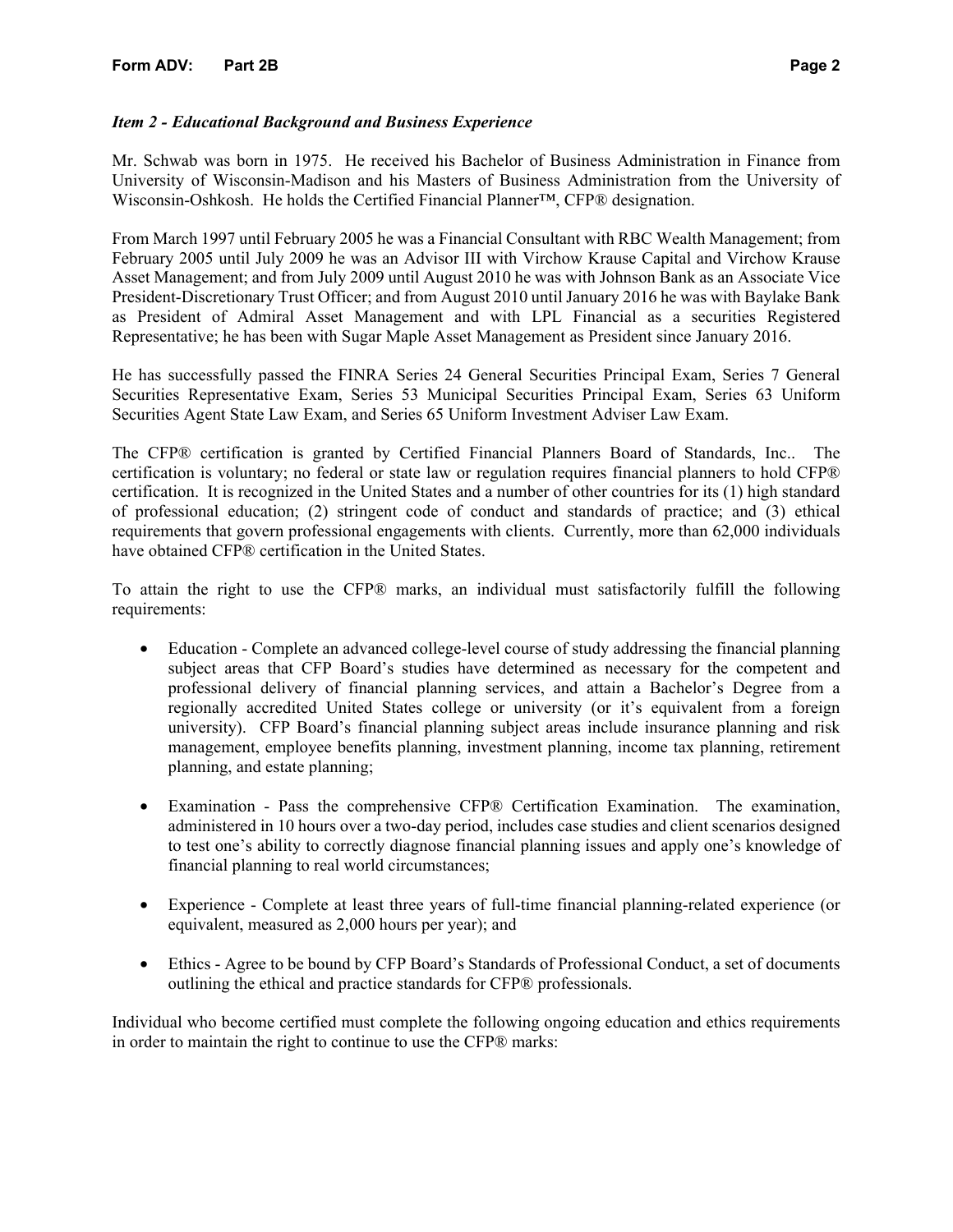### *Item 2 - Educational Background and Business Experience*

Mr. Schwab was born in 1975. He received his Bachelor of Business Administration in Finance from University of Wisconsin-Madison and his Masters of Business Administration from the University of Wisconsin-Oshkosh. He holds the Certified Financial Planner™, CFP® designation.

From March 1997 until February 2005 he was a Financial Consultant with RBC Wealth Management; from February 2005 until July 2009 he was an Advisor III with Virchow Krause Capital and Virchow Krause Asset Management; and from July 2009 until August 2010 he was with Johnson Bank as an Associate Vice President-Discretionary Trust Officer; and from August 2010 until January 2016 he was with Baylake Bank as President of Admiral Asset Management and with LPL Financial as a securities Registered Representative; he has been with Sugar Maple Asset Management as President since January 2016.

He has successfully passed the FINRA Series 24 General Securities Principal Exam, Series 7 General Securities Representative Exam, Series 53 Municipal Securities Principal Exam, Series 63 Uniform Securities Agent State Law Exam, and Series 65 Uniform Investment Adviser Law Exam.

The CFP® certification is granted by Certified Financial Planners Board of Standards, Inc.. The certification is voluntary; no federal or state law or regulation requires financial planners to hold CFP® certification. It is recognized in the United States and a number of other countries for its (1) high standard of professional education; (2) stringent code of conduct and standards of practice; and (3) ethical requirements that govern professional engagements with clients. Currently, more than 62,000 individuals have obtained CFP® certification in the United States.

To attain the right to use the CFP® marks, an individual must satisfactorily fulfill the following requirements:

- Education - Complete an advanced college-level course of study addressing the financial planning subject areas that CFP Board's studies have determined as necessary for the competent and professional delivery of financial planning services, and attain a Bachelor's Degree from a regionally accredited United States college or university (or it's equivalent from a foreign university). CFP Board's financial planning subject areas include insurance planning and risk management, employee benefits planning, investment planning, income tax planning, retirement planning, and estate planning;

- Examination - Pass the comprehensive CFP® Certification Examination. The examination, administered in 10 hours over a two-day period, includes case studies and client scenarios designed to test one's ability to correctly diagnose financial planning issues and apply one's knowledge of financial planning to real world circumstances;

- Experience - Complete at least three years of full-time financial planning-related experience (or equivalent, measured as 2,000 hours per year); and

- Ethics - Agree to be bound by CFP Board's Standards of Professional Conduct, a set of documents outlining the ethical and practice standards for CFP® professionals.

Individual who become certified must complete the following ongoing education and ethics requirements in order to maintain the right to continue to use the CFP® marks: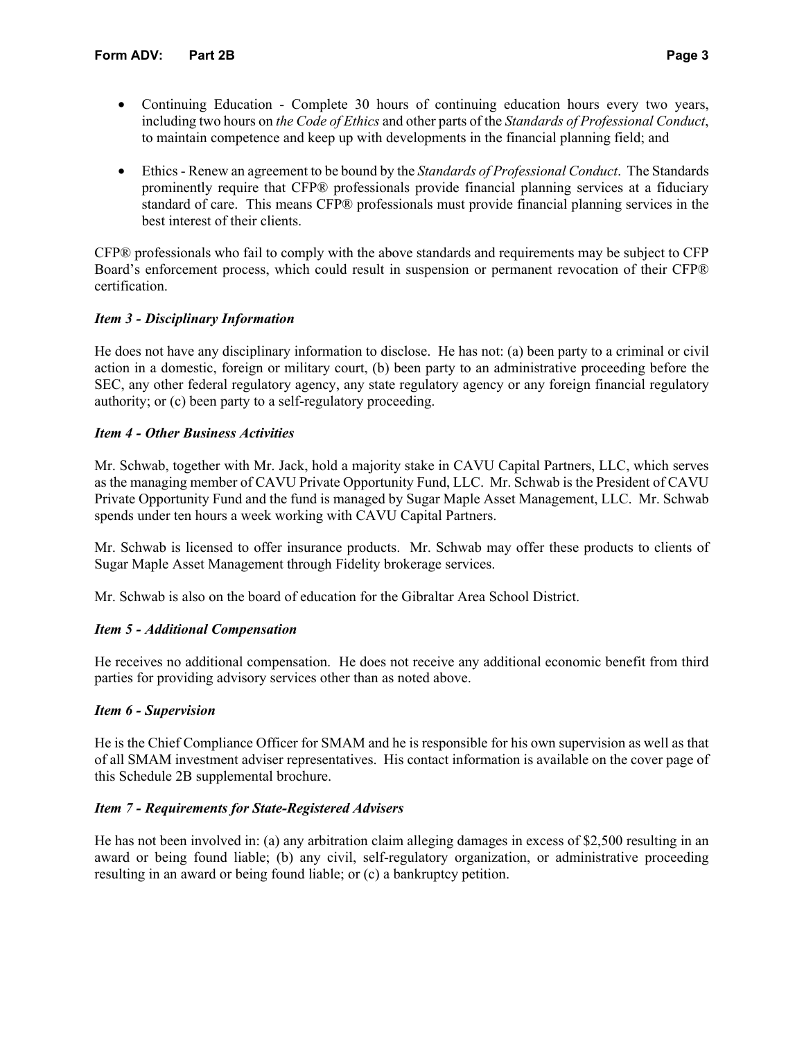- Continuing Education - Complete 30 hours of continuing education hours every two years, including two hours on *the Code of Ethics* and other parts of the *Standards of Professional Conduct*, to maintain competence and keep up with developments in the financial planning field; and

- Ethics - Renew an agreement to be bound by the *Standards of Professional Conduct*. The Standards prominently require that CFP® professionals provide financial planning services at a fiduciary standard of care. This means CFP® professionals must provide financial planning services in the best interest of their clients.

CFP® professionals who fail to comply with the above standards and requirements may be subject to CFP Board's enforcement process, which could result in suspension or permanent revocation of their CFP® certification.

### *Item 3 - Disciplinary Information*

He does not have any disciplinary information to disclose. He has not: (a) been party to a criminal or civil action in a domestic, foreign or military court, (b) been party to an administrative proceeding before the SEC, any other federal regulatory agency, any state regulatory agency or any foreign financial regulatory authority; or (c) been party to a self-regulatory proceeding.

### *Item 4 - Other Business Activities*

Mr. Schwab, together with Mr. Jack, hold a majority stake in CAVU Capital Partners, LLC, which serves as the managing member of CAVU Private Opportunity Fund, LLC. Mr. Schwab is the President of CAVU Private Opportunity Fund and the fund is managed by Sugar Maple Asset Management, LLC. Mr. Schwab spends under ten hours a week working with CAVU Capital Partners.

Mr. Schwab is licensed to offer insurance products. Mr. Schwab may offer these products to clients of Sugar Maple Asset Management through Fidelity brokerage services.

Mr. Schwab is also on the board of education for the Gibraltar Area School District.

### *Item 5 - Additional Compensation*

He receives no additional compensation. He does not receive any additional economic benefit from third parties for providing advisory services other than as noted above.

### *Item 6 - Supervision*

He is the Chief Compliance Officer for SMAM and he is responsible for his own supervision as well as that of all SMAM investment adviser representatives. His contact information is available on the cover page of this Schedule 2B supplemental brochure.

### *Item 7 - Requirements for State-Registered Advisers*

He has not been involved in: (a) any arbitration claim alleging damages in excess of $2,500 resulting in an award or being found liable; (b) any civil, self-regulatory organization, or administrative proceeding resulting in an award or being found liable; or (c) a bankruptcy petition.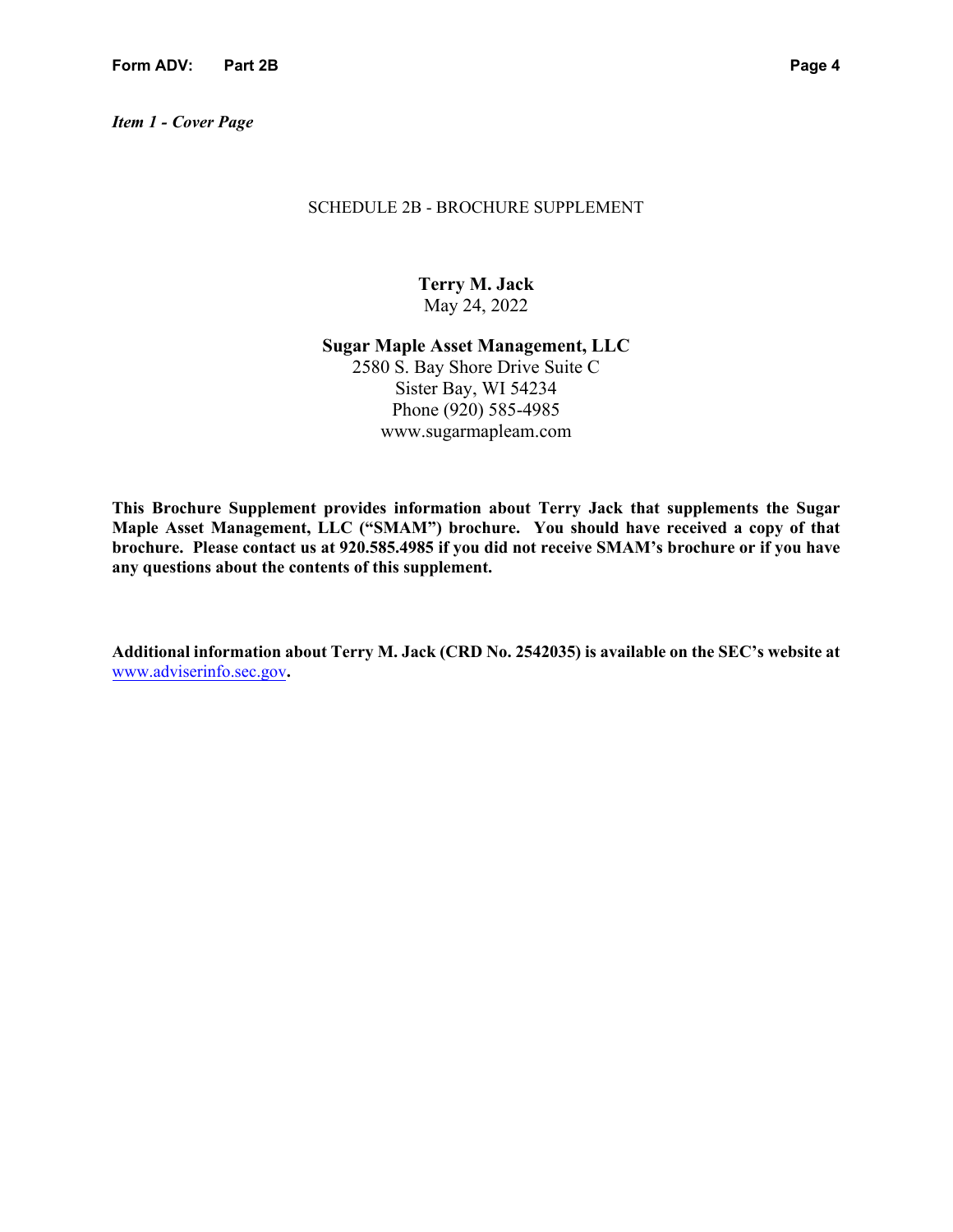*Item 1 - Cover Page*

SCHEDULE 2B - BROCHURE SUPPLEMENT

**Terry M. Jack**
May 24, 2022

**Sugar Maple Asset Management, LLC**
2580 S. Bay Shore Drive Suite C
Sister Bay, WI 54234
Phone (920) 585-4985
www.sugarmapleam.com

**This Brochure Supplement provides information about Terry Jack that supplements the Sugar Maple Asset Management, LLC ("SMAM") brochure. You should have received a copy of that brochure. Please contact us at 920.585.4985 if you did not receive SMAM's brochure or if you have any questions about the contents of this supplement.**

**Additional information about Terry M. Jack (CRD No. 2542035) is available on the SEC's website at** www.adviserinfo.sec.gov**.**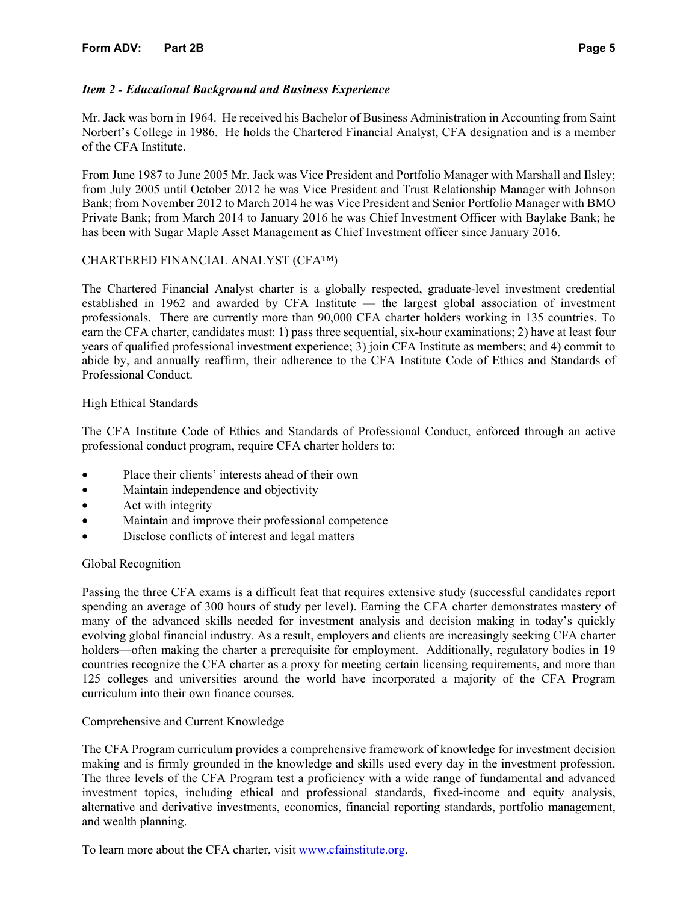### *Item 2 - Educational Background and Business Experience*

Mr. Jack was born in 1964. He received his Bachelor of Business Administration in Accounting from Saint Norbert's College in 1986. He holds the Chartered Financial Analyst, CFA designation and is a member of the CFA Institute.

From June 1987 to June 2005 Mr. Jack was Vice President and Portfolio Manager with Marshall and Ilsley; from July 2005 until October 2012 he was Vice President and Trust Relationship Manager with Johnson Bank; from November 2012 to March 2014 he was Vice President and Senior Portfolio Manager with BMO Private Bank; from March 2014 to January 2016 he was Chief Investment Officer with Baylake Bank; he has been with Sugar Maple Asset Management as Chief Investment officer since January 2016.

CHARTERED FINANCIAL ANALYST (CFA™)

The Chartered Financial Analyst charter is a globally respected, graduate-level investment credential established in 1962 and awarded by CFA Institute — the largest global association of investment professionals. There are currently more than 90,000 CFA charter holders working in 135 countries. To earn the CFA charter, candidates must: 1) pass three sequential, six-hour examinations; 2) have at least four years of qualified professional investment experience; 3) join CFA Institute as members; and 4) commit to abide by, and annually reaffirm, their adherence to the CFA Institute Code of Ethics and Standards of Professional Conduct.

High Ethical Standards

The CFA Institute Code of Ethics and Standards of Professional Conduct, enforced through an active professional conduct program, require CFA charter holders to:

- Place their clients' interests ahead of their own
- Maintain independence and objectivity
- Act with integrity
- Maintain and improve their professional competence
- Disclose conflicts of interest and legal matters

Global Recognition

Passing the three CFA exams is a difficult feat that requires extensive study (successful candidates report spending an average of 300 hours of study per level). Earning the CFA charter demonstrates mastery of many of the advanced skills needed for investment analysis and decision making in today's quickly evolving global financial industry. As a result, employers and clients are increasingly seeking CFA charter holders—often making the charter a prerequisite for employment. Additionally, regulatory bodies in 19 countries recognize the CFA charter as a proxy for meeting certain licensing requirements, and more than 125 colleges and universities around the world have incorporated a majority of the CFA Program curriculum into their own finance courses.

Comprehensive and Current Knowledge

The CFA Program curriculum provides a comprehensive framework of knowledge for investment decision making and is firmly grounded in the knowledge and skills used every day in the investment profession. The three levels of the CFA Program test a proficiency with a wide range of fundamental and advanced investment topics, including ethical and professional standards, fixed-income and equity analysis, alternative and derivative investments, economics, financial reporting standards, portfolio management, and wealth planning.

To learn more about the CFA charter, visit [www.cfainstitute.org](http://www.cfainstitute.org).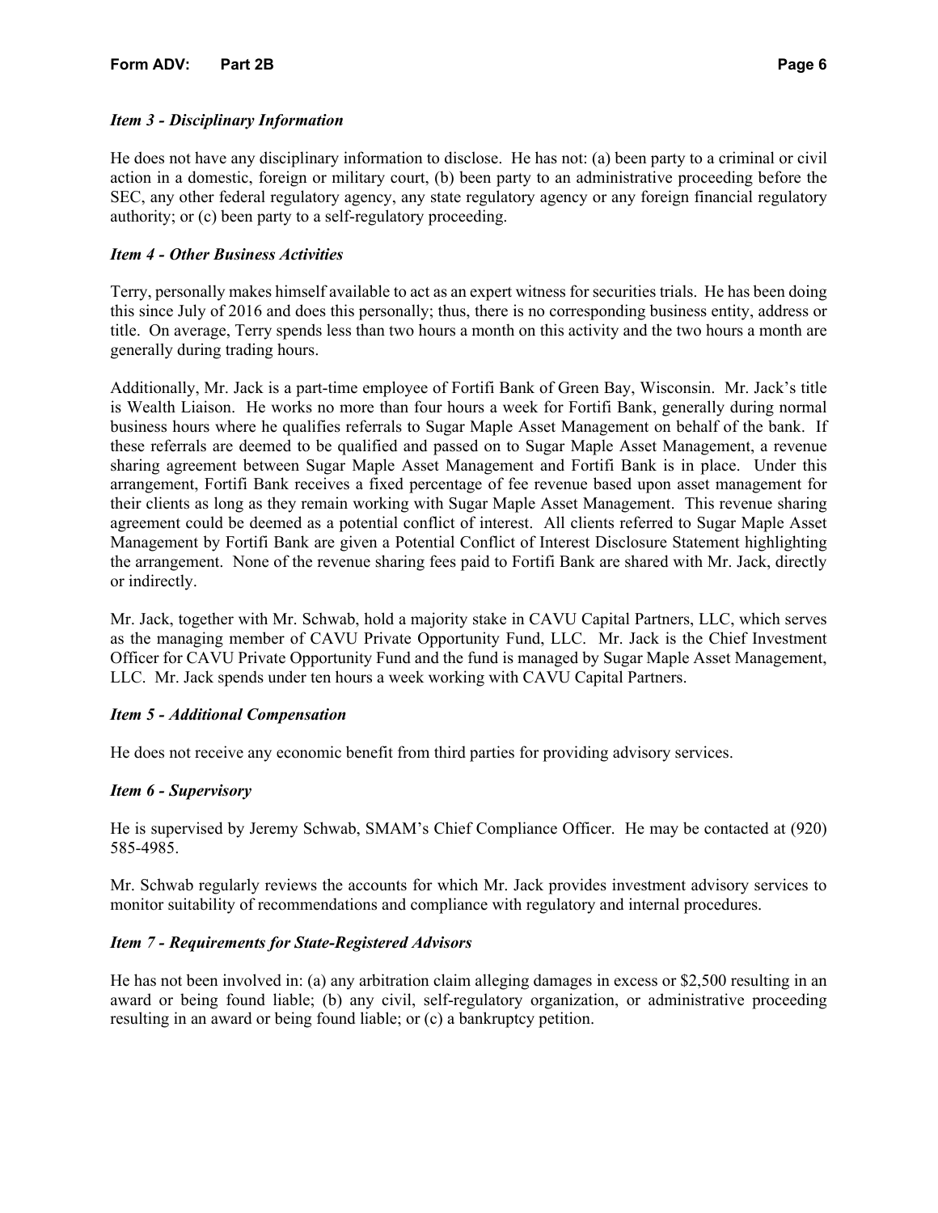### *Item 3 - Disciplinary Information*

He does not have any disciplinary information to disclose. He has not: (a) been party to a criminal or civil action in a domestic, foreign or military court, (b) been party to an administrative proceeding before the SEC, any other federal regulatory agency, any state regulatory agency or any foreign financial regulatory authority; or (c) been party to a self-regulatory proceeding.

### *Item 4 - Other Business Activities*

Terry, personally makes himself available to act as an expert witness for securities trials. He has been doing this since July of 2016 and does this personally; thus, there is no corresponding business entity, address or title. On average, Terry spends less than two hours a month on this activity and the two hours a month are generally during trading hours.

Additionally, Mr. Jack is a part-time employee of Fortifi Bank of Green Bay, Wisconsin. Mr. Jack's title is Wealth Liaison. He works no more than four hours a week for Fortifi Bank, generally during normal business hours where he qualifies referrals to Sugar Maple Asset Management on behalf of the bank. If these referrals are deemed to be qualified and passed on to Sugar Maple Asset Management, a revenue sharing agreement between Sugar Maple Asset Management and Fortifi Bank is in place. Under this arrangement, Fortifi Bank receives a fixed percentage of fee revenue based upon asset management for their clients as long as they remain working with Sugar Maple Asset Management. This revenue sharing agreement could be deemed as a potential conflict of interest. All clients referred to Sugar Maple Asset Management by Fortifi Bank are given a Potential Conflict of Interest Disclosure Statement highlighting the arrangement. None of the revenue sharing fees paid to Fortifi Bank are shared with Mr. Jack, directly or indirectly.

Mr. Jack, together with Mr. Schwab, hold a majority stake in CAVU Capital Partners, LLC, which serves as the managing member of CAVU Private Opportunity Fund, LLC. Mr. Jack is the Chief Investment Officer for CAVU Private Opportunity Fund and the fund is managed by Sugar Maple Asset Management, LLC. Mr. Jack spends under ten hours a week working with CAVU Capital Partners.

### *Item 5 - Additional Compensation*

He does not receive any economic benefit from third parties for providing advisory services.

### *Item 6 - Supervisory*

He is supervised by Jeremy Schwab, SMAM's Chief Compliance Officer. He may be contacted at (920) 585-4985.

Mr. Schwab regularly reviews the accounts for which Mr. Jack provides investment advisory services to monitor suitability of recommendations and compliance with regulatory and internal procedures.

### *Item 7 - Requirements for State-Registered Advisors*

He has not been involved in: (a) any arbitration claim alleging damages in excess or $2,500 resulting in an award or being found liable; (b) any civil, self-regulatory organization, or administrative proceeding resulting in an award or being found liable; or (c) a bankruptcy petition.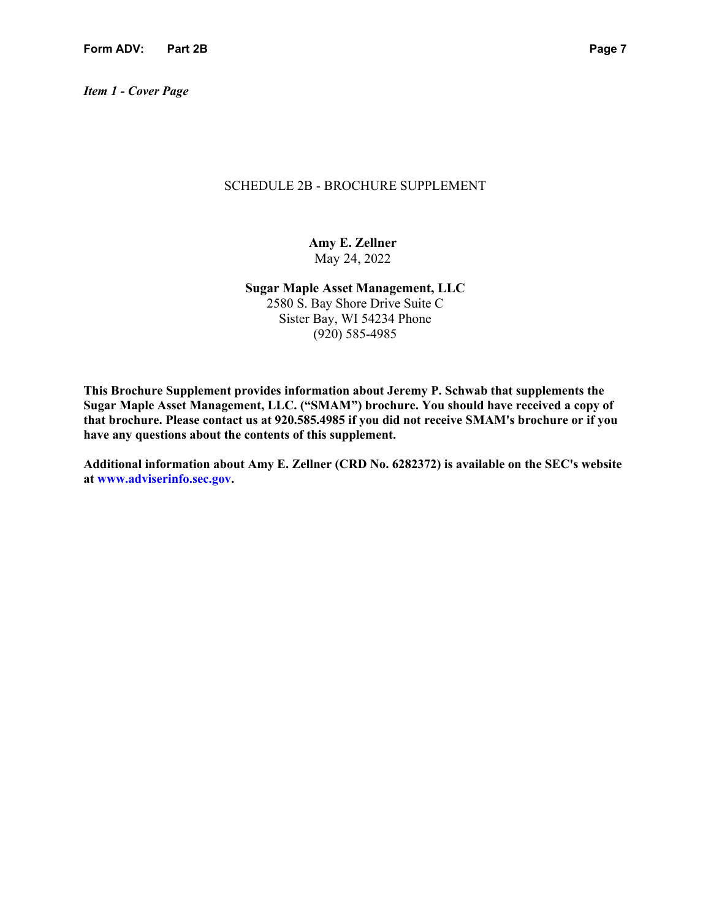*Item 1 - Cover Page*

SCHEDULE 2B - BROCHURE SUPPLEMENT

**Amy E. Zellner**
May 24, 2022

**Sugar Maple Asset Management, LLC**
2580 S. Bay Shore Drive Suite C
Sister Bay, WI 54234 Phone
(920) 585-4985

**This Brochure Supplement provides information about Jeremy P. Schwab that supplements the Sugar Maple Asset Management, LLC. ("SMAM") brochure. You should have received a copy of that brochure. Please contact us at 920.585.4985 if you did not receive SMAM's brochure or if you have any questions about the contents of this supplement.**

**Additional information about Amy E. Zellner (CRD No. 6282372) is available on the SEC's website at www.adviserinfo.sec.gov.**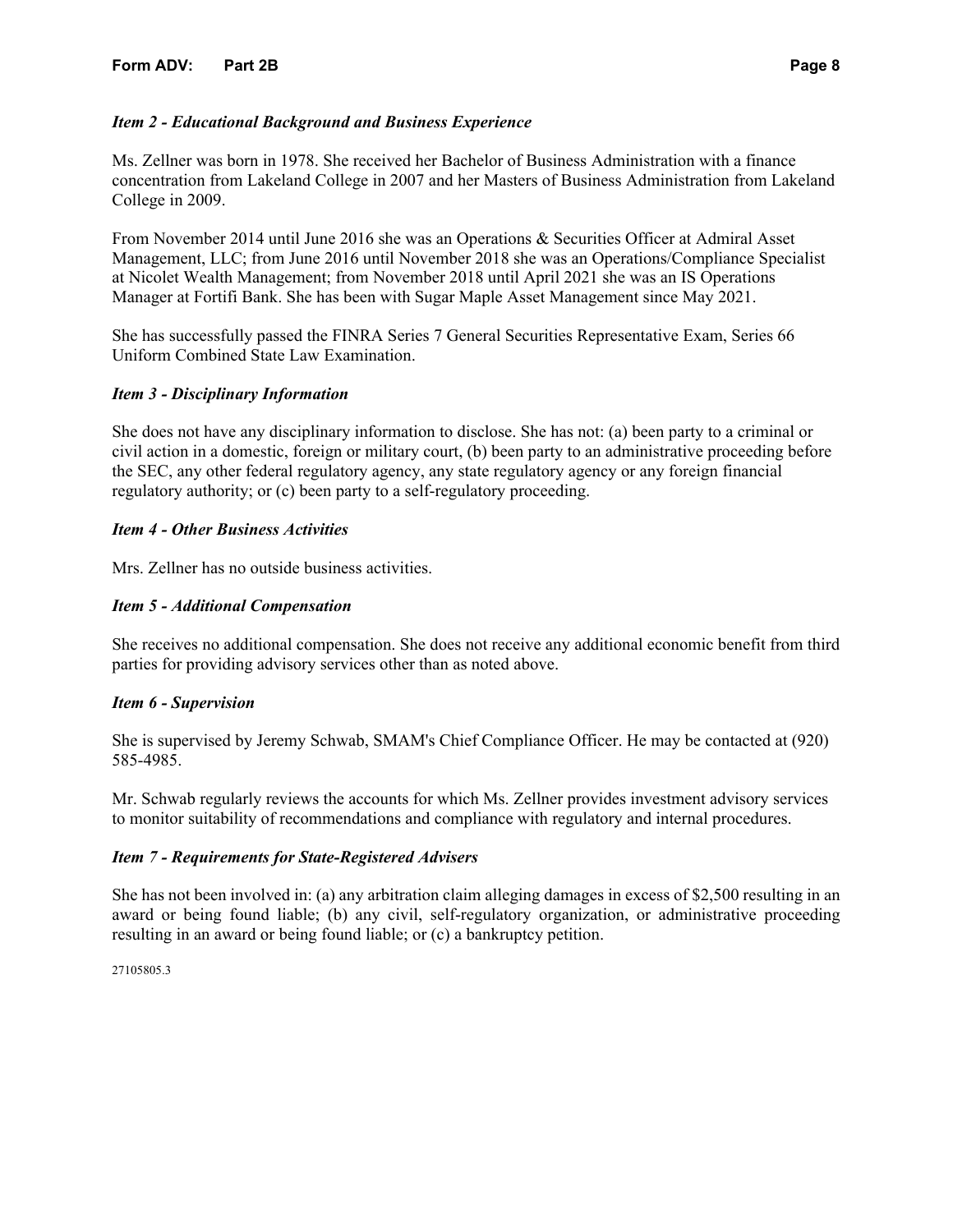### *Item 2 - Educational Background and Business Experience*

Ms. Zellner was born in 1978. She received her Bachelor of Business Administration with a finance concentration from Lakeland College in 2007 and her Masters of Business Administration from Lakeland College in 2009.

From November 2014 until June 2016 she was an Operations & Securities Officer at Admiral Asset Management, LLC; from June 2016 until November 2018 she was an Operations/Compliance Specialist at Nicolet Wealth Management; from November 2018 until April 2021 she was an IS Operations Manager at Fortifi Bank. She has been with Sugar Maple Asset Management since May 2021.

She has successfully passed the FINRA Series 7 General Securities Representative Exam, Series 66 Uniform Combined State Law Examination.

### *Item 3 - Disciplinary Information*

She does not have any disciplinary information to disclose. She has not: (a) been party to a criminal or civil action in a domestic, foreign or military court, (b) been party to an administrative proceeding before the SEC, any other federal regulatory agency, any state regulatory agency or any foreign financial regulatory authority; or (c) been party to a self-regulatory proceeding.

### *Item 4 - Other Business Activities*

Mrs. Zellner has no outside business activities.

### *Item 5 - Additional Compensation*

She receives no additional compensation. She does not receive any additional economic benefit from third parties for providing advisory services other than as noted above.

### *Item 6 - Supervision*

She is supervised by Jeremy Schwab, SMAM's Chief Compliance Officer. He may be contacted at (920) 585-4985.

Mr. Schwab regularly reviews the accounts for which Ms. Zellner provides investment advisory services to monitor suitability of recommendations and compliance with regulatory and internal procedures.

### *Item 7 - Requirements for State-Registered Advisers*

She has not been involved in: (a) any arbitration claim alleging damages in excess of $2,500 resulting in an award or being found liable; (b) any civil, self-regulatory organization, or administrative proceeding resulting in an award or being found liable; or (c) a bankruptcy petition.

27105805.3